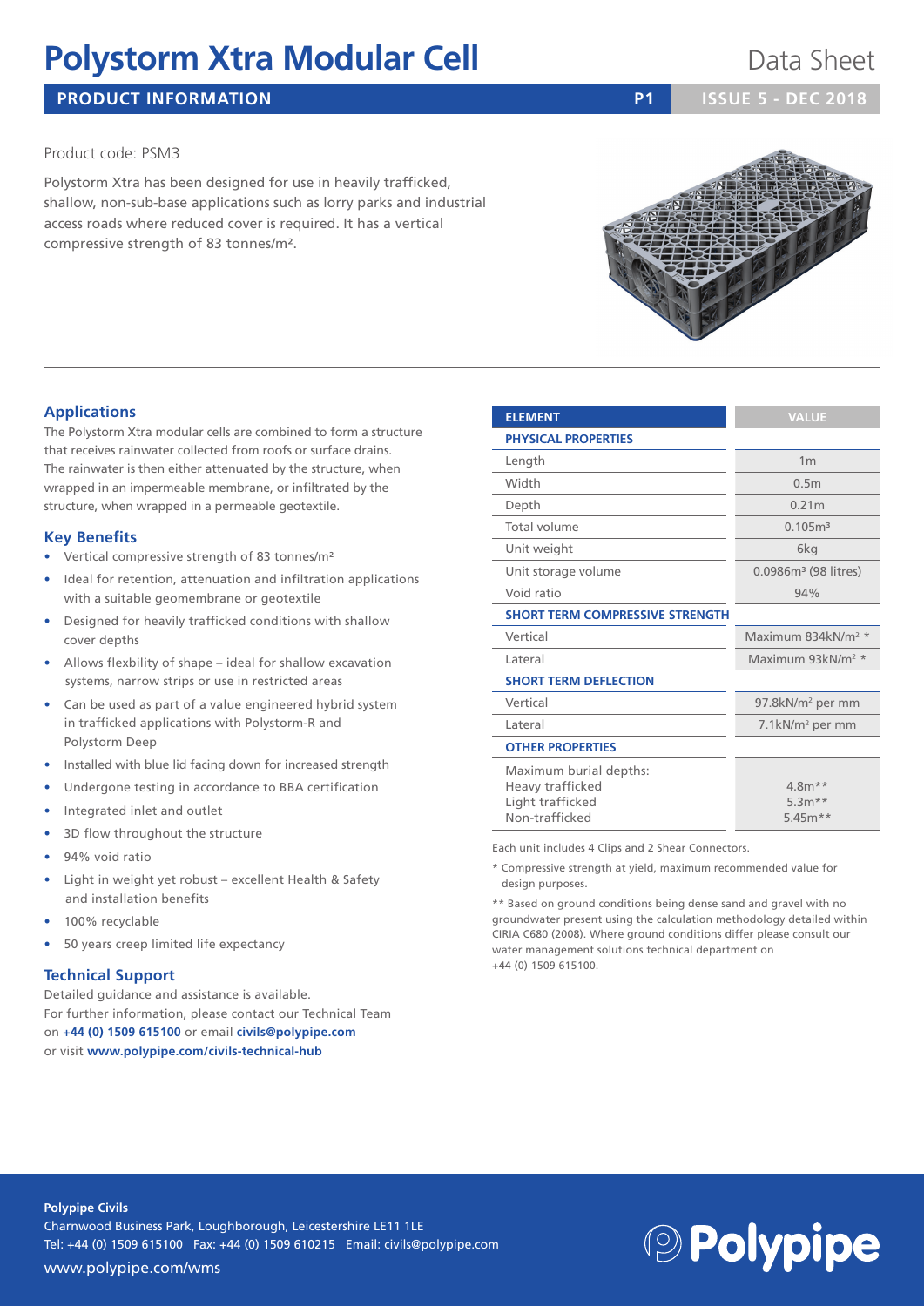# Polystorm Xtra Modular Cell

Data Sheet

**PRODUCT INFORMATION** **P1** **ISSUE 5 - DEC 2018**

Product code: PSM3

Polystorm Xtra has been designed for use in heavily trafficked, shallow, non-sub-base applications such as lorry parks and industrial access roads where reduced cover is required. It has a vertical compressive strength of 83 tonnes/m².

## Applications

The Polystorm Xtra modular cells are combined to form a structure that receives rainwater collected from roofs or surface drains. The rainwater is then either attenuated by the structure, when wrapped in an impermeable membrane, or infiltrated by the structure, when wrapped in a permeable geotextile.

## Key Benefits

- Vertical compressive strength of 83 tonnes/m²
- Ideal for retention, attenuation and infiltration applications with a suitable geomembrane or geotextile
- Designed for heavily trafficked conditions with shallow cover depths
- Allows flexbility of shape – ideal for shallow excavation systems, narrow strips or use in restricted areas
- Can be used as part of a value engineered hybrid system in trafficked applications with Polystorm-R and Polystorm Deep
- Installed with blue lid facing down for increased strength
- Undergone testing in accordance to BBA certification
- Integrated inlet and outlet
- 3D flow throughout the structure
- 94% void ratio
- Light in weight yet robust – excellent Health & Safety and installation benefits
- 100% recyclable
- 50 years creep limited life expectancy

## Technical Support

Detailed guidance and assistance is available.
For further information, please contact our Technical Team on **+44 (0) 1509 615100** or email **civils@polypipe.com** or visit **www.polypipe.com/civils-technical-hub**

| ELEMENT | VALUE |
|---|---|
| **PHYSICAL PROPERTIES** | |
| Length | 1m |
| Width | 0.5m |
| Depth | 0.21m |
| Total volume | 0.105m³ |
| Unit weight | 6kg |
| Unit storage volume | 0.0986m³ (98 litres) |
| Void ratio | 94% |
| **SHORT TERM COMPRESSIVE STRENGTH** | |
| Vertical | Maximum 834kN/m² * |
| Lateral | Maximum 93kN/m² * |
| **SHORT TERM DEFLECTION** | |
| Vertical | 97.8kN/m² per mm |
| Lateral | 7.1kN/m² per mm |
| **OTHER PROPERTIES** | |
| Maximum burial depths: | |
| Heavy trafficked | 4.8m** |
| Light trafficked | 5.3m** |
| Non-trafficked | 5.45m** |

Each unit includes 4 Clips and 2 Shear Connectors.

* Compressive strength at yield, maximum recommended value for design purposes.

** Based on ground conditions being dense sand and gravel with no groundwater present using the calculation methodology detailed within CIRIA C680 (2008). Where ground conditions differ please consult our water management solutions technical department on +44 (0) 1509 615100.

**Polypipe Civils**
Charnwood Business Park, Loughborough, Leicestershire LE11 1LE
Tel: +44 (0) 1509 615100 Fax: +44 (0) 1509 610215 Email: civils@polypipe.com
www.polypipe.com/wms

Polypipe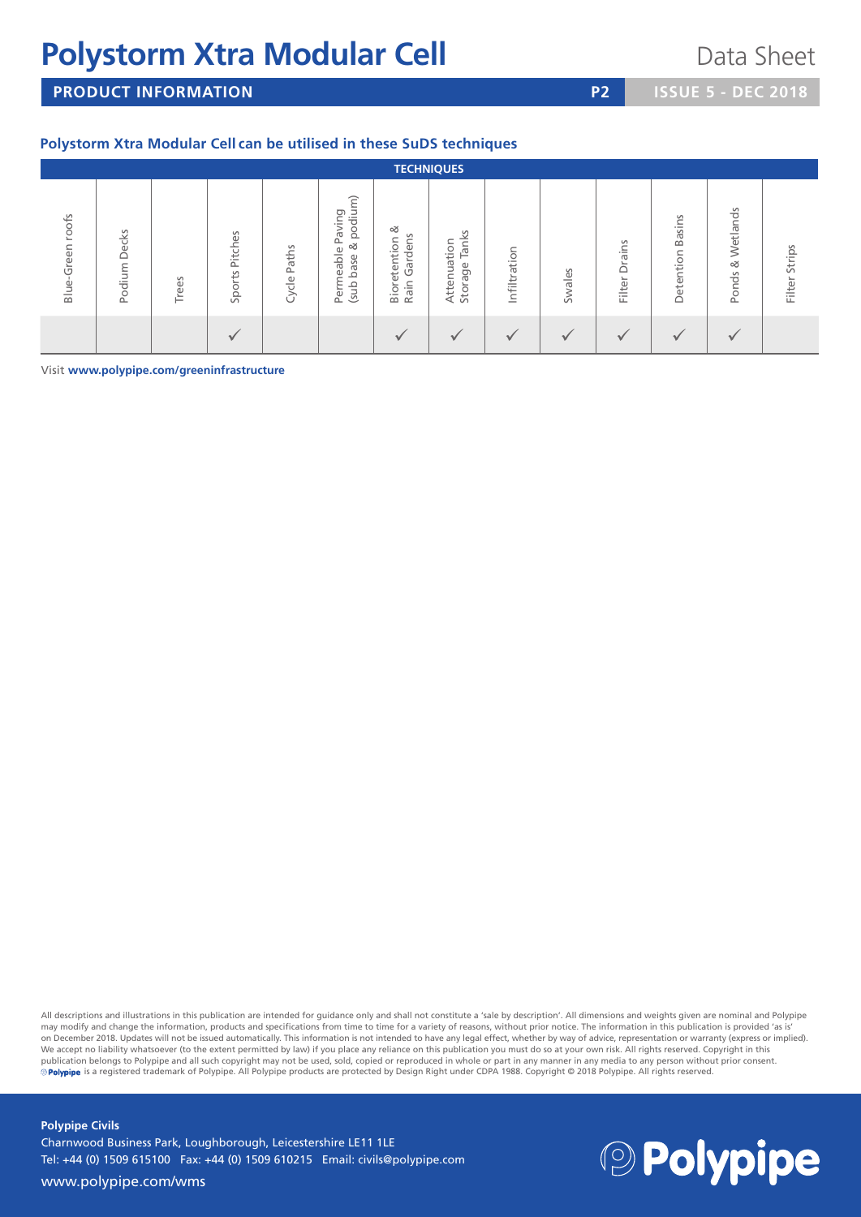## Polystorm Xtra Modular Cell can be utilised in these SuDS techniques

| TECHNIQUES | | | | | | | | | | | | | |
|---|---|---|---|---|---|---|---|---|---|---|---|---|---|
| Blue-Green roofs | Podium Decks | Trees | Sports Pitches | Cycle Paths | Permeable Paving (sub base & podium) | Bioretention & Rain Gardens | Attenuation Storage Tanks | Infiltration | Swales | Filter Drains | Detention Basins | Ponds & Wetlands | Filter Strips |
| | | | ✓ | | | ✓ | ✓ | ✓ | ✓ | ✓ | ✓ | ✓ | |

Visit **www.polypipe.com/greeninfrastructure**

All descriptions and illustrations in this publication are intended for guidance only and shall not constitute a 'sale by description'. All dimensions and weights given are nominal and Polypipe may modify and change the information, products and specifications from time to time for a variety of reasons, without prior notice. The information in this publication is provided 'as is' on December 2018. Updates will not be issued automatically. This information is not intended to have any legal effect, whether by way of advice, representation or warranty (express or implied). We accept no liability whatsoever (to the extent permitted by law) if you place any reliance on this publication you must do so at your own risk. All rights reserved. Copyright in this publication belongs to Polypipe and all such copyright may not be used, sold, copied or reproduced in whole or part in any manner in any media to any person without prior consent. Polypipe is a registered trademark of Polypipe. All Polypipe products are protected by Design Right under CDPA 1988. Copyright © 2018 Polypipe. All rights reserved.

**Polypipe Civils**
Charnwood Business Park, Loughborough, Leicestershire LE11 1LE
Tel: +44 (0) 1509 615100 Fax: +44 (0) 1509 610215 Email: civils@polypipe.com
www.polypipe.com/wms